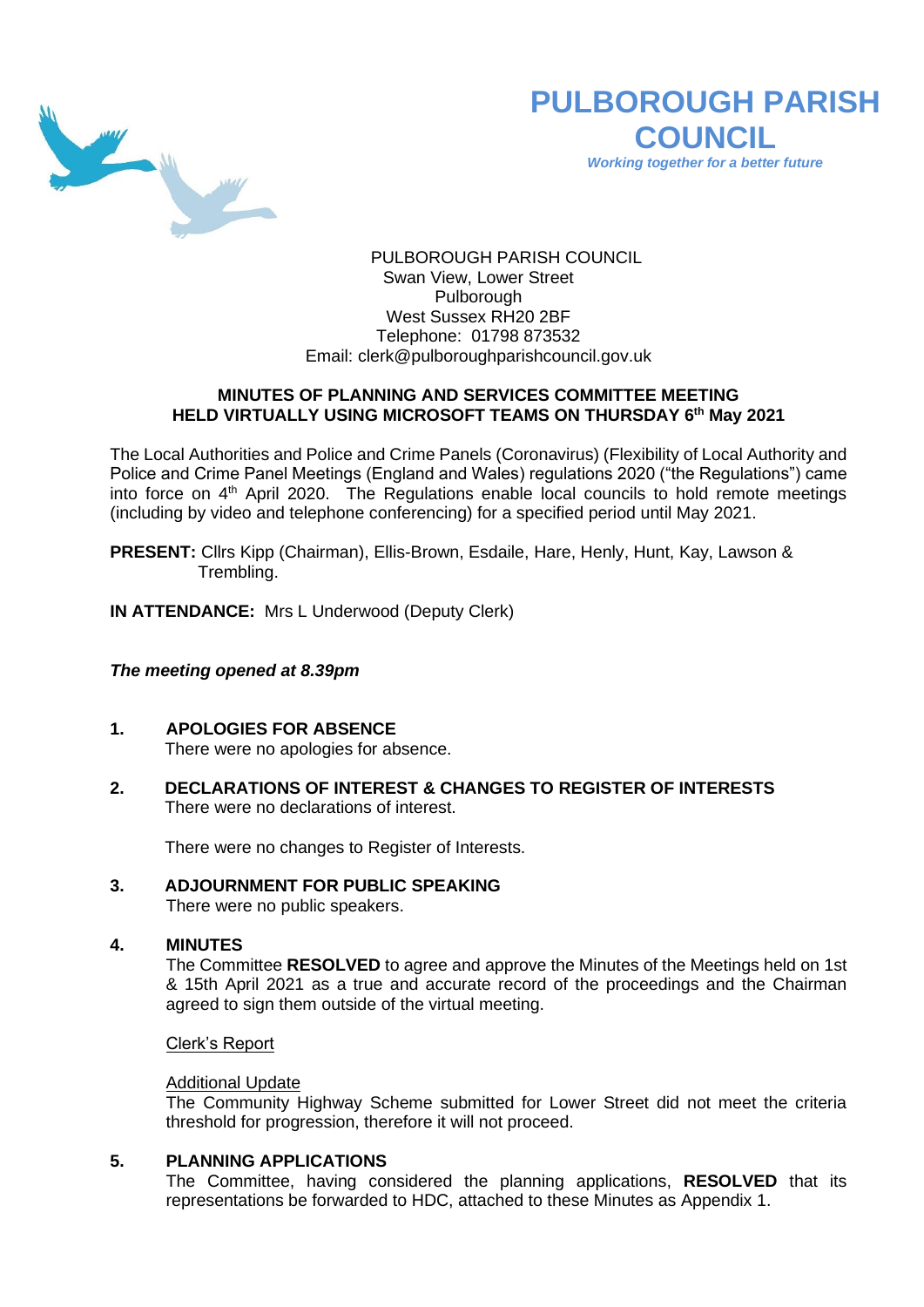# PULBOROUGH PARISH COUNCIL

*Working together for a better future*

PULBOROUGH PARISH COUNCIL
Swan View, Lower Street
Pulborough
West Sussex RH20 2BF
Telephone: 01798 873532
Email: clerk@pulboroughparishcouncil.gov.uk

**MINUTES OF PLANNING AND SERVICES COMMITTEE MEETING**
**HELD VIRTUALLY USING MICROSOFT TEAMS ON THURSDAY 6th May 2021**

The Local Authorities and Police and Crime Panels (Coronavirus) (Flexibility of Local Authority and Police and Crime Panel Meetings (England and Wales) regulations 2020 ("the Regulations") came into force on 4th April 2020. The Regulations enable local councils to hold remote meetings (including by video and telephone conferencing) for a specified period until May 2021.

**PRESENT:** Cllrs Kipp (Chairman), Ellis-Brown, Esdaile, Hare, Henly, Hunt, Kay, Lawson & Trembling.

**IN ATTENDANCE:** Mrs L Underwood (Deputy Clerk)

***The meeting opened at 8.39pm***

**1. APOLOGIES FOR ABSENCE**

There were no apologies for absence.

**2. DECLARATIONS OF INTEREST & CHANGES TO REGISTER OF INTERESTS**

There were no declarations of interest.

There were no changes to Register of Interests.

**3. ADJOURNMENT FOR PUBLIC SPEAKING**

There were no public speakers.

**4. MINUTES**

The Committee **RESOLVED** to agree and approve the Minutes of the Meetings held on 1st & 15th April 2021 as a true and accurate record of the proceedings and the Chairman agreed to sign them outside of the virtual meeting.

Clerk's Report

Additional Update

The Community Highway Scheme submitted for Lower Street did not meet the criteria threshold for progression, therefore it will not proceed.

**5. PLANNING APPLICATIONS**

The Committee, having considered the planning applications, **RESOLVED** that its representations be forwarded to HDC, attached to these Minutes as Appendix 1.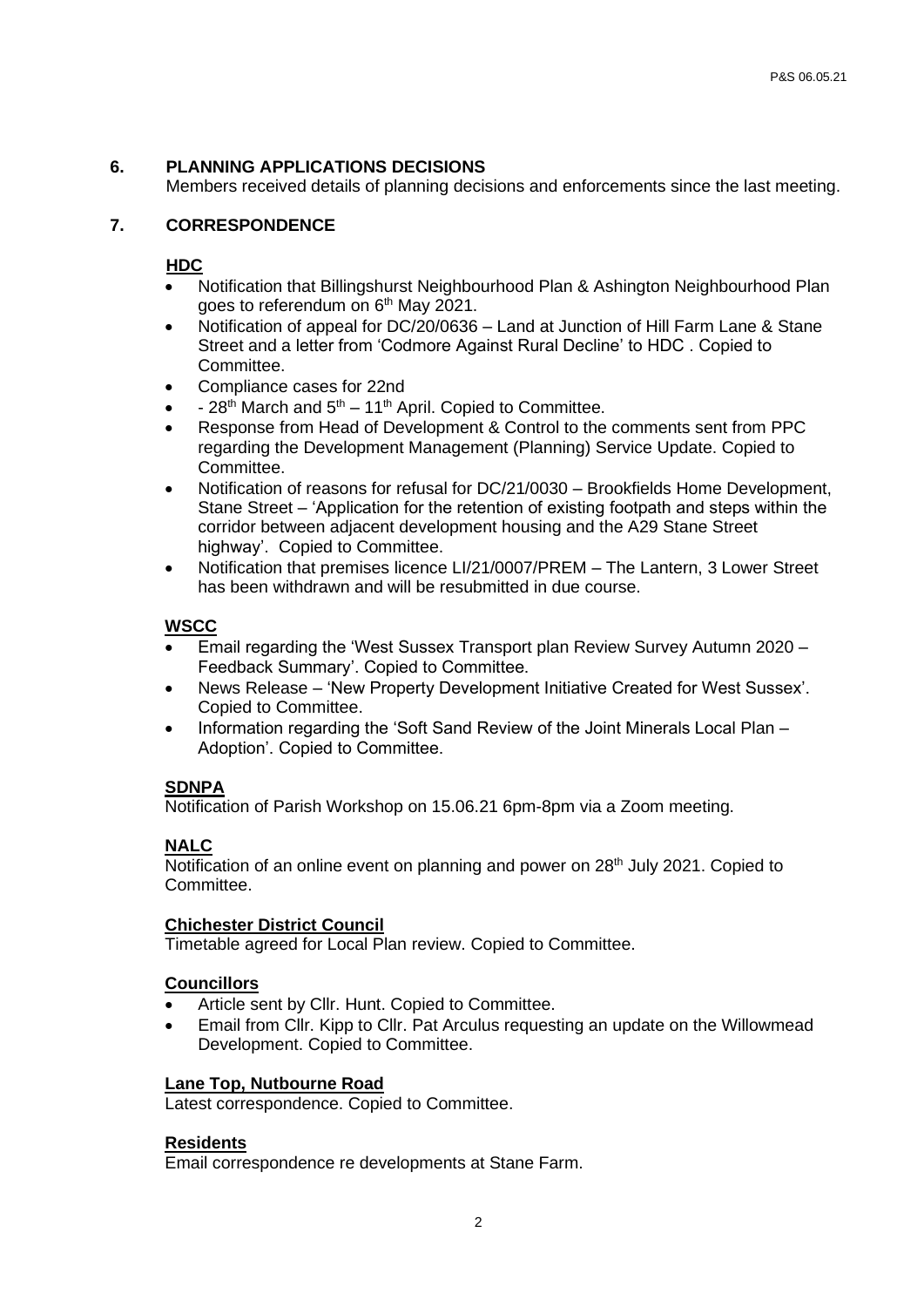## 6. PLANNING APPLICATIONS DECISIONS

Members received details of planning decisions and enforcements since the last meeting.

## 7. CORRESPONDENCE

**HDC**

- Notification that Billingshurst Neighbourhood Plan & Ashington Neighbourhood Plan goes to referendum on 6th May 2021.
- Notification of appeal for DC/20/0636 – Land at Junction of Hill Farm Lane & Stane Street and a letter from 'Codmore Against Rural Decline' to HDC . Copied to Committee.
- Compliance cases for 22nd
- \- 28th March and 5th – 11th April. Copied to Committee.
- Response from Head of Development & Control to the comments sent from PPC regarding the Development Management (Planning) Service Update. Copied to Committee.
- Notification of reasons for refusal for DC/21/0030 – Brookfields Home Development, Stane Street – 'Application for the retention of existing footpath and steps within the corridor between adjacent development housing and the A29 Stane Street highway'. Copied to Committee.
- Notification that premises licence LI/21/0007/PREM – The Lantern, 3 Lower Street has been withdrawn and will be resubmitted in due course.

**WSCC**

- Email regarding the 'West Sussex Transport plan Review Survey Autumn 2020 – Feedback Summary'. Copied to Committee.
- News Release – 'New Property Development Initiative Created for West Sussex'. Copied to Committee.
- Information regarding the 'Soft Sand Review of the Joint Minerals Local Plan – Adoption'. Copied to Committee.

**SDNPA**

Notification of Parish Workshop on 15.06.21 6pm-8pm via a Zoom meeting.

**NALC**

Notification of an online event on planning and power on 28th July 2021. Copied to Committee.

**Chichester District Council**

Timetable agreed for Local Plan review. Copied to Committee.

**Councillors**

- Article sent by Cllr. Hunt. Copied to Committee.
- Email from Cllr. Kipp to Cllr. Pat Arculus requesting an update on the Willowmead Development. Copied to Committee.

**Lane Top, Nutbourne Road**

Latest correspondence. Copied to Committee.

**Residents**

Email correspondence re developments at Stane Farm.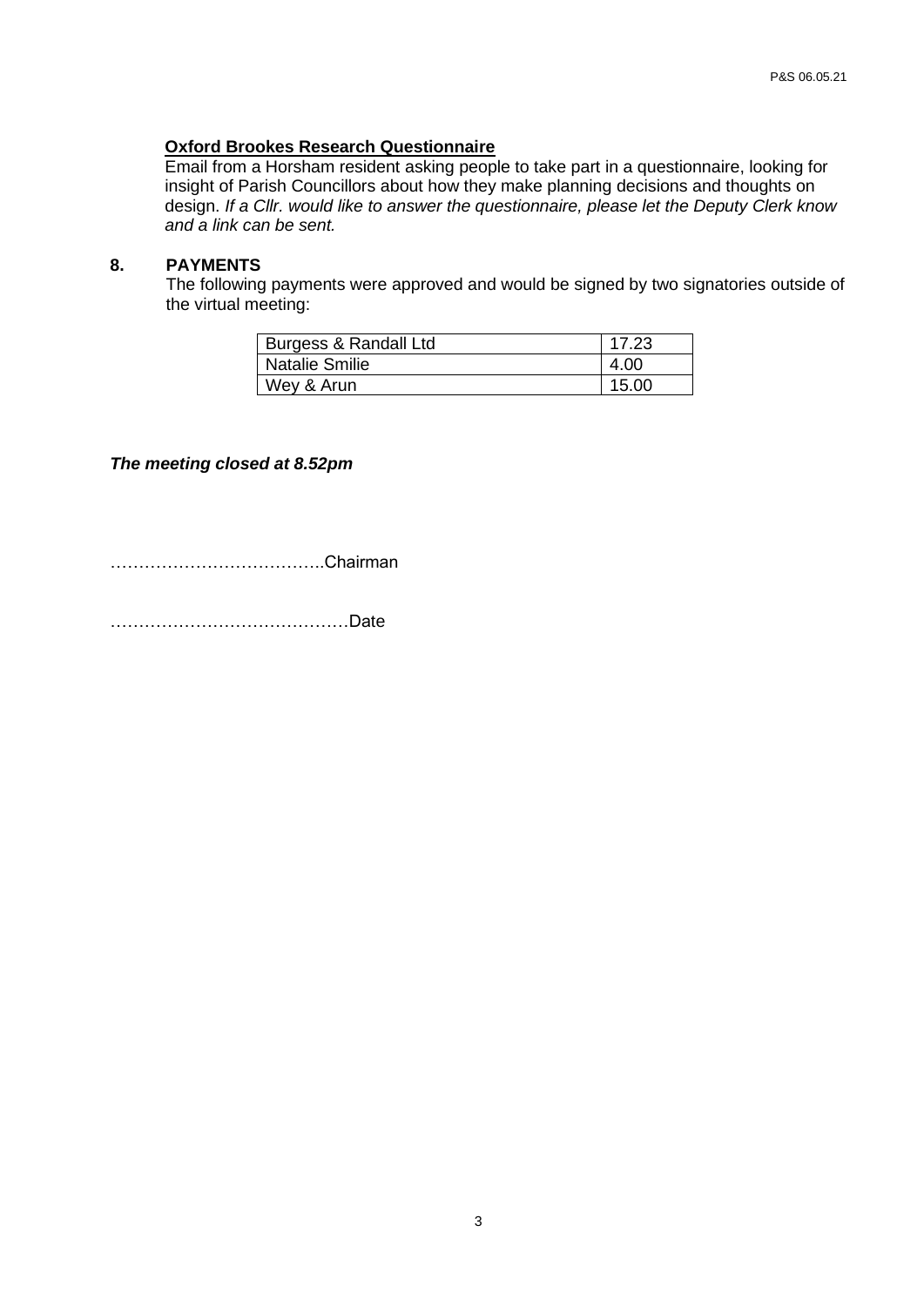**Oxford Brookes Research Questionnaire**

Email from a Horsham resident asking people to take part in a questionnaire, looking for insight of Parish Councillors about how they make planning decisions and thoughts on design. *If a Cllr. would like to answer the questionnaire, please let the Deputy Clerk know and a link can be sent.*

## 8. PAYMENTS

The following payments were approved and would be signed by two signatories outside of the virtual meeting:

| | |
|---|---|
| Burgess & Randall Ltd | 17.23 |
| Natalie Smilie | 4.00 |
| Wey & Arun | 15.00 |

***The meeting closed at 8.52pm***

………………………………..Chairman

……………………………………Date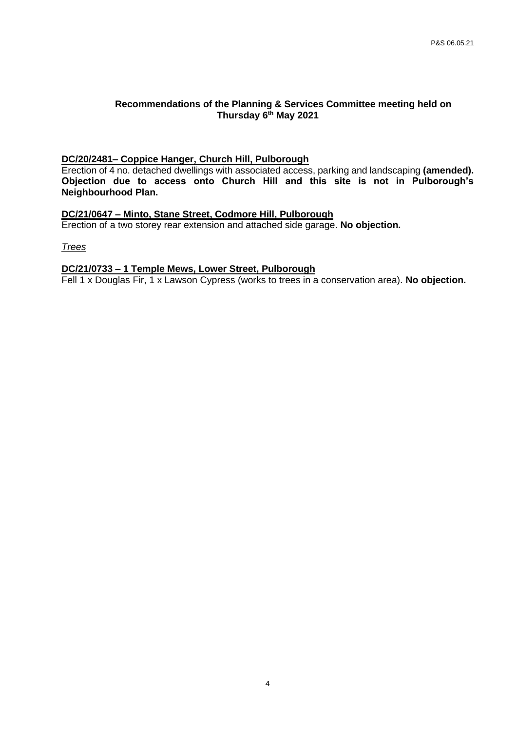## Recommendations of the Planning & Services Committee meeting held on Thursday 6th May 2021

**DC/20/2481– Coppice Hanger, Church Hill, Pulborough**

Erection of 4 no. detached dwellings with associated access, parking and landscaping **(amended). Objection due to access onto Church Hill and this site is not in Pulborough's Neighbourhood Plan.**

**DC/21/0647 – Minto, Stane Street, Codmore Hill, Pulborough**

Erection of a two storey rear extension and attached side garage. **No objection.**

*Trees*

**DC/21/0733 – 1 Temple Mews, Lower Street, Pulborough**

Fell 1 x Douglas Fir, 1 x Lawson Cypress (works to trees in a conservation area). **No objection.**